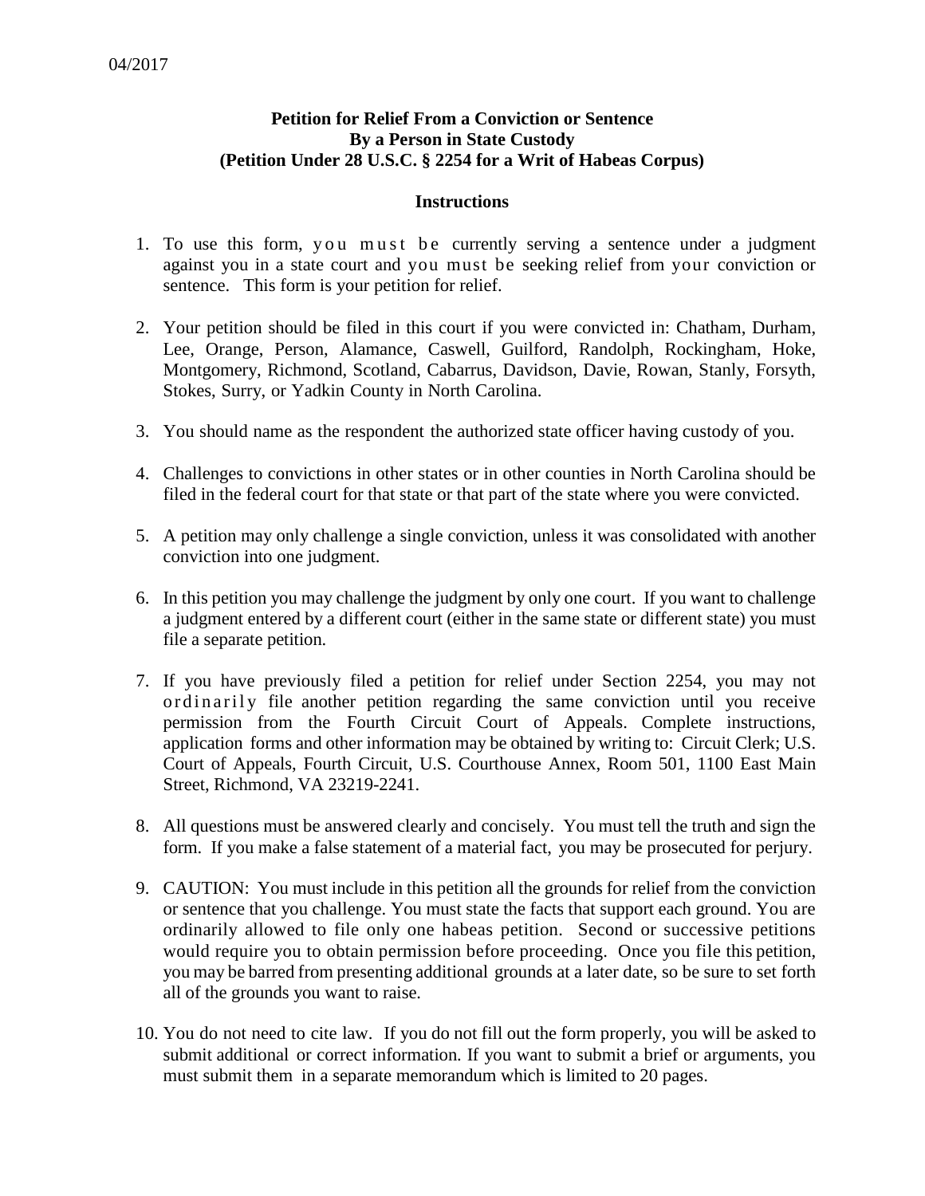04/2017

**Petition for Relief From a Conviction or Sentence**
**By a Person in State Custody**
**(Petition Under 28 U.S.C. § 2254 for a Writ of Habeas Corpus)**

**Instructions**

1. To use this form, you must be currently serving a sentence under a judgment against you in a state court and you must be seeking relief from your conviction or sentence. This form is your petition for relief.

2. Your petition should be filed in this court if you were convicted in: Chatham, Durham, Lee, Orange, Person, Alamance, Caswell, Guilford, Randolph, Rockingham, Hoke, Montgomery, Richmond, Scotland, Cabarrus, Davidson, Davie, Rowan, Stanly, Forsyth, Stokes, Surry, or Yadkin County in North Carolina.

3. You should name as the respondent the authorized state officer having custody of you.

4. Challenges to convictions in other states or in other counties in North Carolina should be filed in the federal court for that state or that part of the state where you were convicted.

5. A petition may only challenge a single conviction, unless it was consolidated with another conviction into one judgment.

6. In this petition you may challenge the judgment by only one court. If you want to challenge a judgment entered by a different court (either in the same state or different state) you must file a separate petition.

7. If you have previously filed a petition for relief under Section 2254, you may not ordinarily file another petition regarding the same conviction until you receive permission from the Fourth Circuit Court of Appeals. Complete instructions, application forms and other information may be obtained by writing to: Circuit Clerk; U.S. Court of Appeals, Fourth Circuit, U.S. Courthouse Annex, Room 501, 1100 East Main Street, Richmond, VA 23219-2241.

8. All questions must be answered clearly and concisely. You must tell the truth and sign the form. If you make a false statement of a material fact, you may be prosecuted for perjury.

9. CAUTION: You must include in this petition all the grounds for relief from the conviction or sentence that you challenge. You must state the facts that support each ground. You are ordinarily allowed to file only one habeas petition. Second or successive petitions would require you to obtain permission before proceeding. Once you file this petition, you may be barred from presenting additional grounds at a later date, so be sure to set forth all of the grounds you want to raise.

10. You do not need to cite law. If you do not fill out the form properly, you will be asked to submit additional or correct information. If you want to submit a brief or arguments, you must submit them in a separate memorandum which is limited to 20 pages.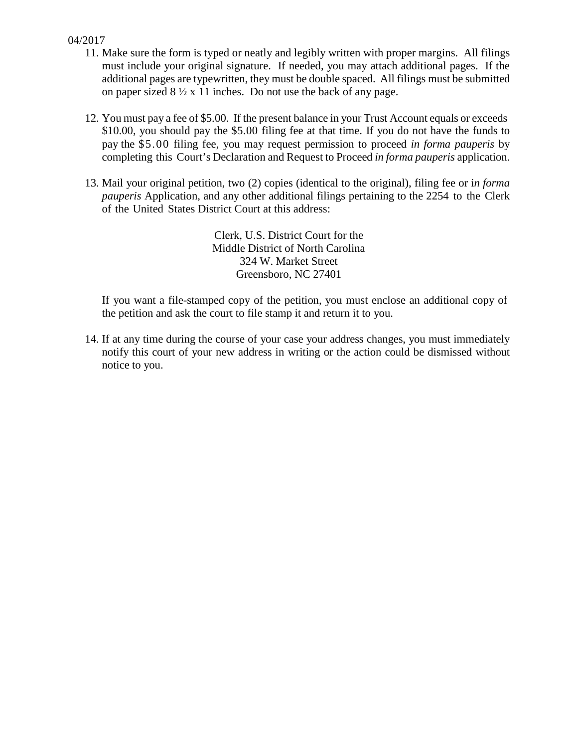04/2017

11. Make sure the form is typed or neatly and legibly written with proper margins. All filings must include your original signature. If needed, you may attach additional pages. If the additional pages are typewritten, they must be double spaced. All filings must be submitted on paper sized 8 ½ x 11 inches. Do not use the back of any page.

12. You must pay a fee of $5.00. If the present balance in your Trust Account equals or exceeds $10.00, you should pay the $5.00 filing fee at that time. If you do not have the funds to pay the $5.00 filing fee, you may request permission to proceed *in forma pauperis* by completing this Court's Declaration and Request to Proceed *in forma pauperis* application.

13. Mail your original petition, two (2) copies (identical to the original), filing fee or i*n forma pauperis* Application, and any other additional filings pertaining to the 2254 to the Clerk of the United States District Court at this address:

    Clerk, U.S. District Court for the
    Middle District of North Carolina
    324 W. Market Street
    Greensboro, NC 27401

    If you want a file-stamped copy of the petition, you must enclose an additional copy of the petition and ask the court to file stamp it and return it to you.

14. If at any time during the course of your case your address changes, you must immediately notify this court of your new address in writing or the action could be dismissed without notice to you.